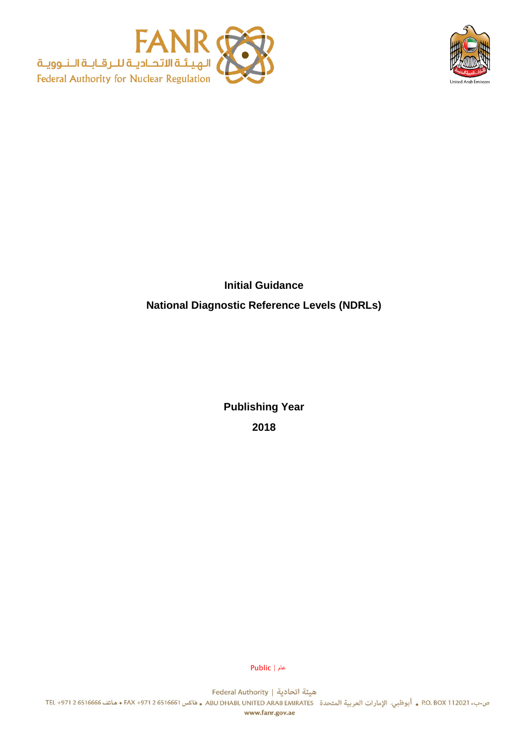**Initial Guidance**

**National Diagnostic Reference Levels (NDRLs)**

**Publishing Year**

**2018**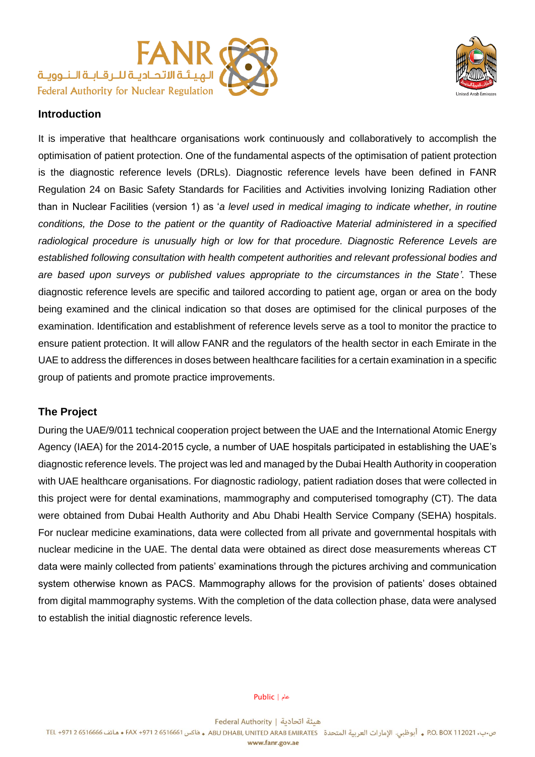## Introduction

It is imperative that healthcare organisations work continuously and collaboratively to accomplish the optimisation of patient protection. One of the fundamental aspects of the optimisation of patient protection is the diagnostic reference levels (DRLs). Diagnostic reference levels have been defined in FANR Regulation 24 on Basic Safety Standards for Facilities and Activities involving Ionizing Radiation other than in Nuclear Facilities (version 1) as '*a level used in medical imaging to indicate whether, in routine conditions, the Dose to the patient or the quantity of Radioactive Material administered in a specified radiological procedure is unusually high or low for that procedure. Diagnostic Reference Levels are established following consultation with health competent authorities and relevant professional bodies and are based upon surveys or published values appropriate to the circumstances in the State'*. These diagnostic reference levels are specific and tailored according to patient age, organ or area on the body being examined and the clinical indication so that doses are optimised for the clinical purposes of the examination. Identification and establishment of reference levels serve as a tool to monitor the practice to ensure patient protection. It will allow FANR and the regulators of the health sector in each Emirate in the UAE to address the differences in doses between healthcare facilities for a certain examination in a specific group of patients and promote practice improvements.

## The Project

During the UAE/9/011 technical cooperation project between the UAE and the International Atomic Energy Agency (IAEA) for the 2014-2015 cycle, a number of UAE hospitals participated in establishing the UAE's diagnostic reference levels. The project was led and managed by the Dubai Health Authority in cooperation with UAE healthcare organisations. For diagnostic radiology, patient radiation doses that were collected in this project were for dental examinations, mammography and computerised tomography (CT). The data were obtained from Dubai Health Authority and Abu Dhabi Health Service Company (SEHA) hospitals. For nuclear medicine examinations, data were collected from all private and governmental hospitals with nuclear medicine in the UAE. The dental data were obtained as direct dose measurements whereas CT data were mainly collected from patients' examinations through the pictures archiving and communication system otherwise known as PACS. Mammography allows for the provision of patients' doses obtained from digital mammography systems. With the completion of the data collection phase, data were analysed to establish the initial diagnostic reference levels.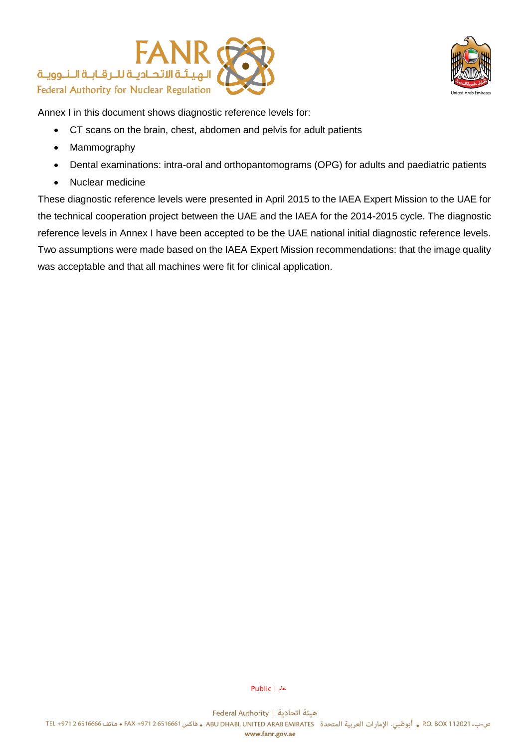Annex I in this document shows diagnostic reference levels for:

- CT scans on the brain, chest, abdomen and pelvis for adult patients
- Mammography
- Dental examinations: intra-oral and orthopantomograms (OPG) for adults and paediatric patients
- Nuclear medicine

These diagnostic reference levels were presented in April 2015 to the IAEA Expert Mission to the UAE for the technical cooperation project between the UAE and the IAEA for the 2014-2015 cycle. The diagnostic reference levels in Annex I have been accepted to be the UAE national initial diagnostic reference levels. Two assumptions were made based on the IAEA Expert Mission recommendations: that the image quality was acceptable and that all machines were fit for clinical application.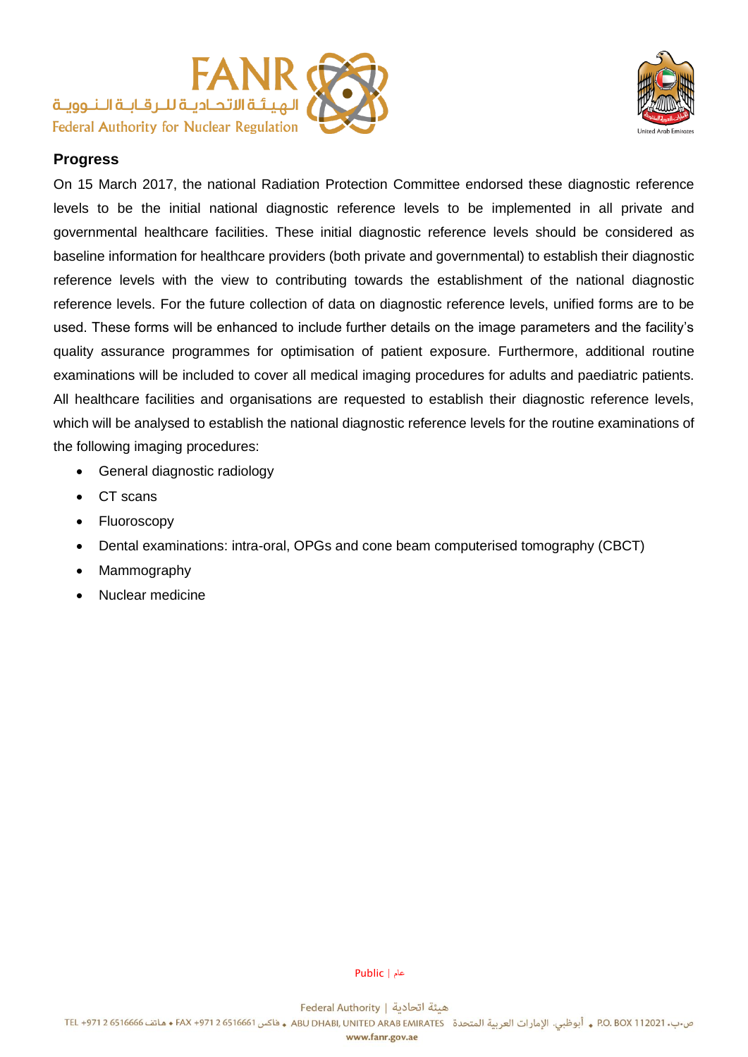## Progress

On 15 March 2017, the national Radiation Protection Committee endorsed these diagnostic reference levels to be the initial national diagnostic reference levels to be implemented in all private and governmental healthcare facilities. These initial diagnostic reference levels should be considered as baseline information for healthcare providers (both private and governmental) to establish their diagnostic reference levels with the view to contributing towards the establishment of the national diagnostic reference levels. For the future collection of data on diagnostic reference levels, unified forms are to be used. These forms will be enhanced to include further details on the image parameters and the facility's quality assurance programmes for optimisation of patient exposure. Furthermore, additional routine examinations will be included to cover all medical imaging procedures for adults and paediatric patients. All healthcare facilities and organisations are requested to establish their diagnostic reference levels, which will be analysed to establish the national diagnostic reference levels for the routine examinations of the following imaging procedures:

- General diagnostic radiology
- CT scans
- Fluoroscopy
- Dental examinations: intra-oral, OPGs and cone beam computerised tomography (CBCT)
- Mammography
- Nuclear medicine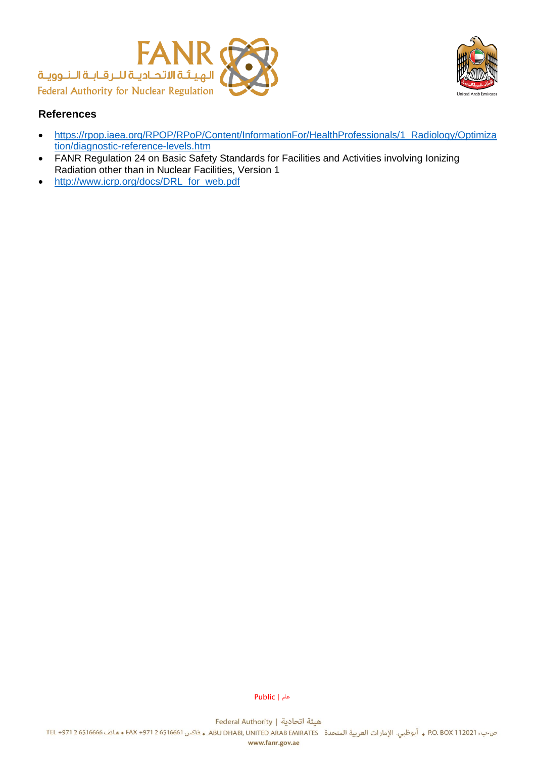## References

- https://rpop.iaea.org/RPOP/RPoP/Content/InformationFor/HealthProfessionals/1_Radiology/Optimization/diagnostic-reference-levels.htm
- FANR Regulation 24 on Basic Safety Standards for Facilities and Activities involving Ionizing Radiation other than in Nuclear Facilities, Version 1
- http://www.icrp.org/docs/DRL_for_web.pdf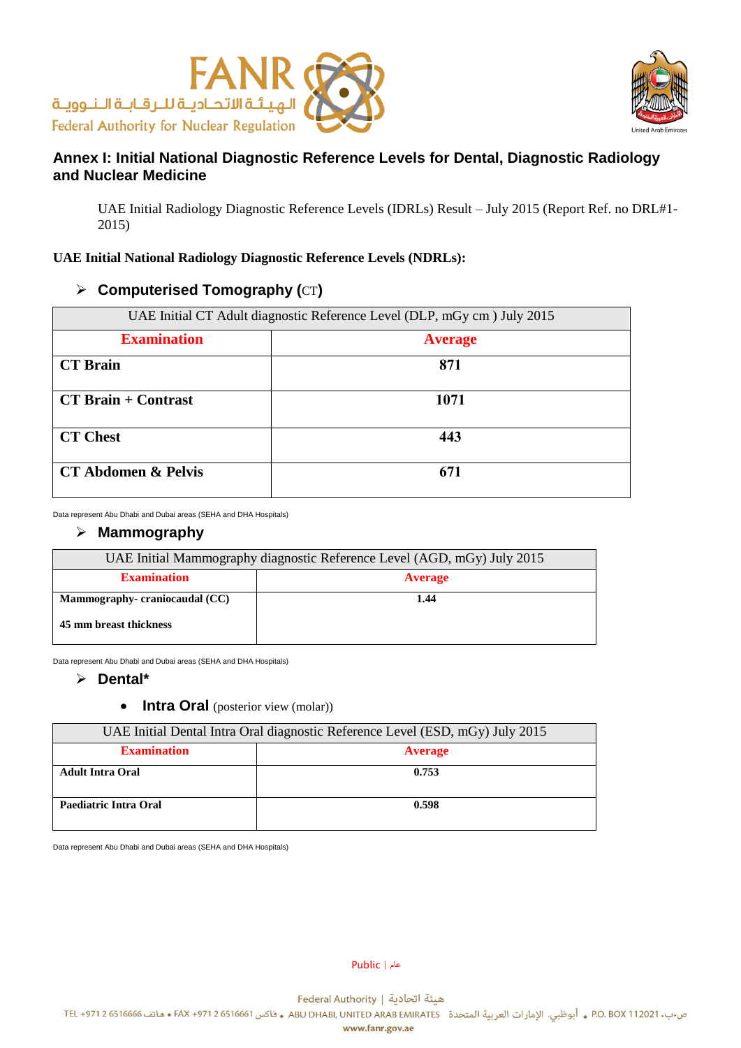## Annex I: Initial National Diagnostic Reference Levels for Dental, Diagnostic Radiology and Nuclear Medicine

UAE Initial Radiology Diagnostic Reference Levels (IDRLs) Result – July 2015 (Report Ref. no DRL#1-2015)

**UAE Initial National Radiology Diagnostic Reference Levels (NDRLs):**

### ➢ Computerised Tomography (CT)

| UAE Initial CT Adult diagnostic Reference Level (DLP, mGy cm ) July 2015 | |
|---|---|
| **Examination** | **Average** |
| **CT Brain** | **871** |
| **CT Brain + Contrast** | **1071** |
| **CT Chest** | **443** |
| **CT Abdomen & Pelvis** | **671** |

Data represent Abu Dhabi and Dubai areas (SEHA and DHA Hospitals)

### ➢ Mammography

| UAE Initial Mammography diagnostic Reference Level (AGD, mGy) July 2015 | |
|---|---|
| **Examination** | **Average** |
| **Mammography- craniocaudal (CC)** <br> **45 mm breast thickness** | **1.44** |

Data represent Abu Dhabi and Dubai areas (SEHA and DHA Hospitals)

### ➢ Dental*

- **Intra Oral** (posterior view (molar))

| UAE Initial Dental Intra Oral diagnostic Reference Level (ESD, mGy) July 2015 | |
|---|---|
| **Examination** | **Average** |
| **Adult Intra Oral** | **0.753** |
| **Paediatric Intra Oral** | **0.598** |

Data represent Abu Dhabi and Dubai areas (SEHA and DHA Hospitals)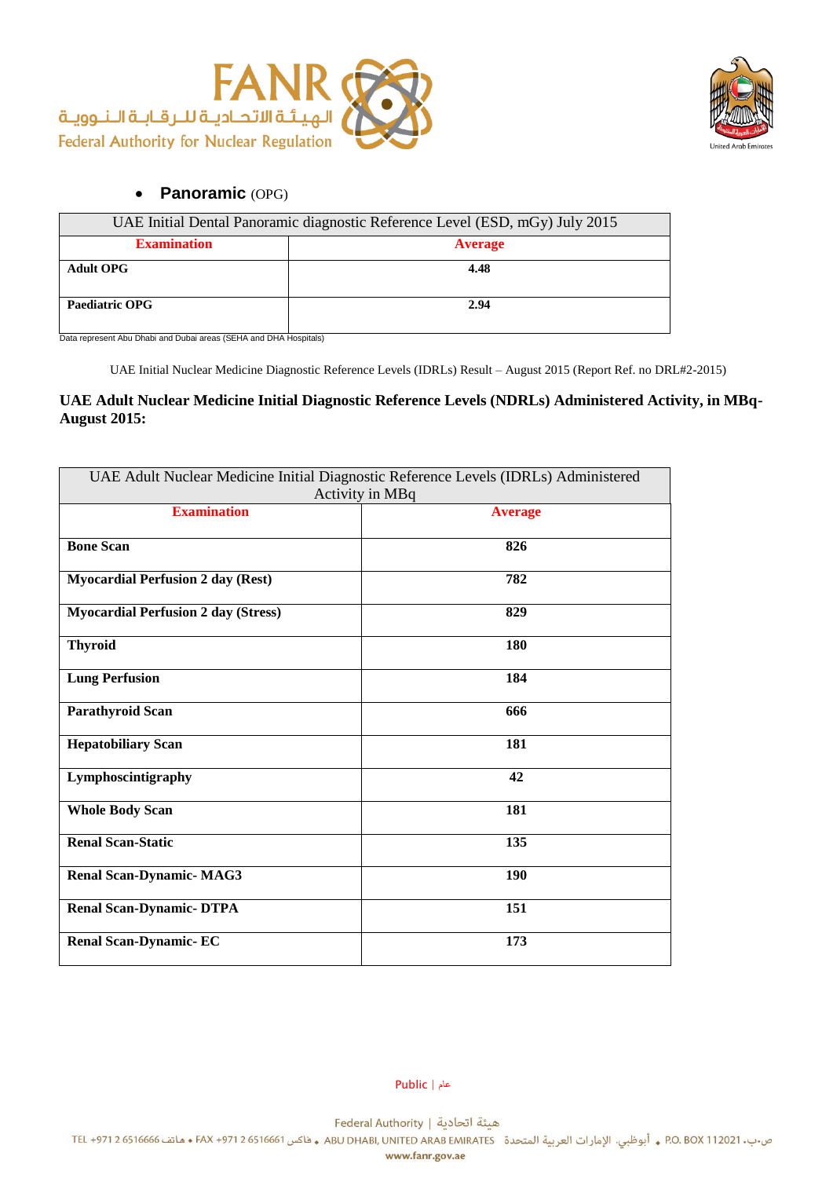- **Panoramic** (OPG)

| UAE Initial Dental Panoramic diagnostic Reference Level (ESD, mGy) July 2015 | |
|---|---|
| **Examination** | **Average** |
| **Adult OPG** | **4.48** |
| **Paediatric OPG** | **2.94** |

Data represent Abu Dhabi and Dubai areas (SEHA and DHA Hospitals)

UAE Initial Nuclear Medicine Diagnostic Reference Levels (IDRLs) Result – August 2015 (Report Ref. no DRL#2-2015)

**UAE Adult Nuclear Medicine Initial Diagnostic Reference Levels (NDRLs) Administered Activity, in MBq-August 2015:**

| UAE Adult Nuclear Medicine Initial Diagnostic Reference Levels (IDRLs) Administered Activity in MBq | |
|---|---|
| **Examination** | **Average** |
| **Bone Scan** | **826** |
| **Myocardial Perfusion 2 day (Rest)** | **782** |
| **Myocardial Perfusion 2 day (Stress)** | **829** |
| **Thyroid** | **180** |
| **Lung Perfusion** | **184** |
| **Parathyroid Scan** | **666** |
| **Hepatobiliary Scan** | **181** |
| **Lymphoscintigraphy** | **42** |
| **Whole Body Scan** | **181** |
| **Renal Scan-Static** | **135** |
| **Renal Scan-Dynamic- MAG3** | **190** |
| **Renal Scan-Dynamic- DTPA** | **151** |
| **Renal Scan-Dynamic- EC** | **173** |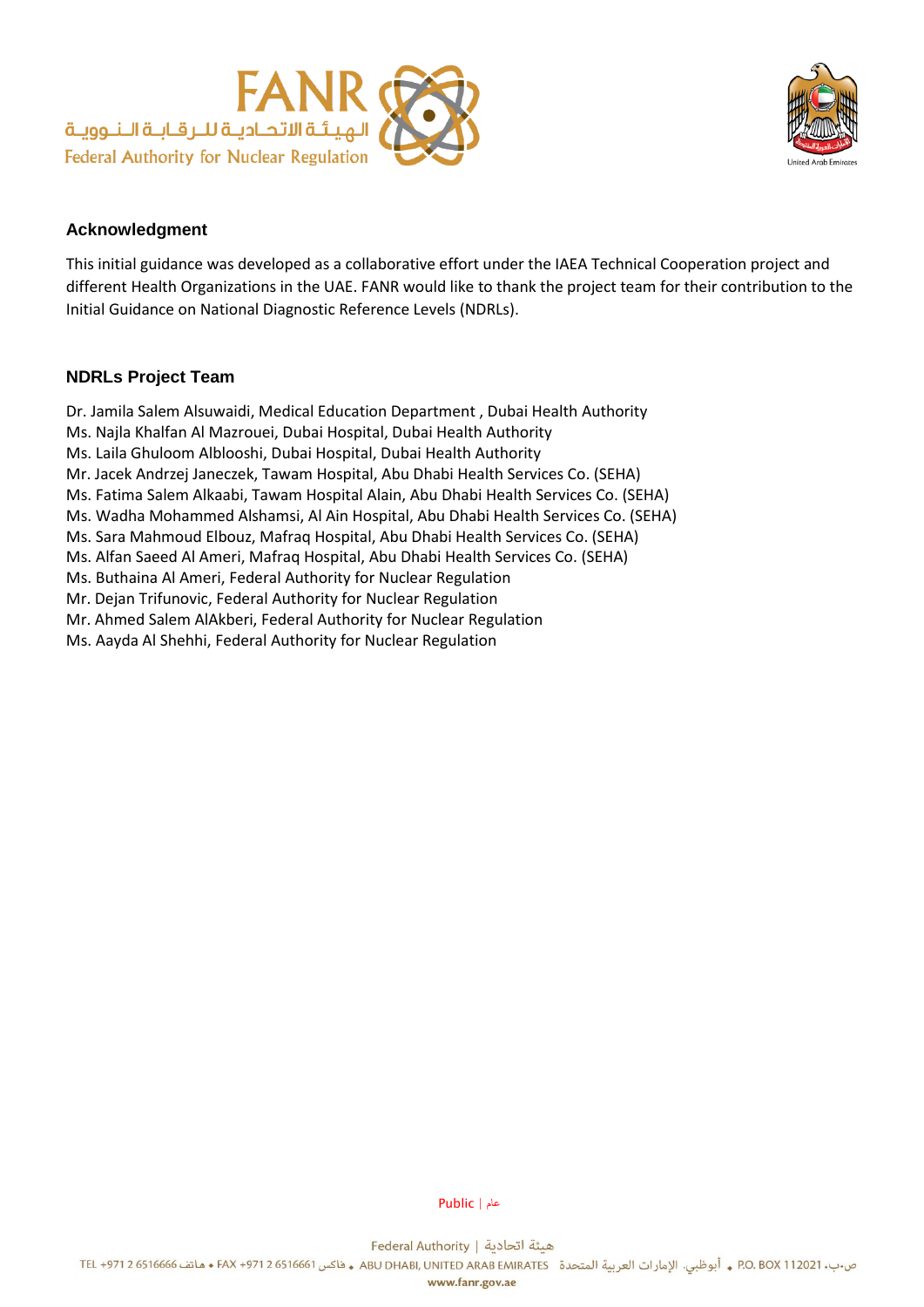## Acknowledgment

This initial guidance was developed as a collaborative effort under the IAEA Technical Cooperation project and different Health Organizations in the UAE. FANR would like to thank the project team for their contribution to the Initial Guidance on National Diagnostic Reference Levels (NDRLs).

## NDRLs Project Team

Dr. Jamila Salem Alsuwaidi, Medical Education Department , Dubai Health Authority
Ms. Najla Khalfan Al Mazrouei, Dubai Hospital, Dubai Health Authority
Ms. Laila Ghuloom Alblooshi, Dubai Hospital, Dubai Health Authority
Mr. Jacek Andrzej Janeczek, Tawam Hospital, Abu Dhabi Health Services Co. (SEHA)
Ms. Fatima Salem Alkaabi, Tawam Hospital Alain, Abu Dhabi Health Services Co. (SEHA)
Ms. Wadha Mohammed Alshamsi, Al Ain Hospital, Abu Dhabi Health Services Co. (SEHA)
Ms. Sara Mahmoud Elbouz, Mafraq Hospital, Abu Dhabi Health Services Co. (SEHA)
Ms. Alfan Saeed Al Ameri, Mafraq Hospital, Abu Dhabi Health Services Co. (SEHA)
Ms. Buthaina Al Ameri, Federal Authority for Nuclear Regulation
Mr. Dejan Trifunovic, Federal Authority for Nuclear Regulation
Mr. Ahmed Salem AlAkberi, Federal Authority for Nuclear Regulation
Ms. Aayda Al Shehhi, Federal Authority for Nuclear Regulation